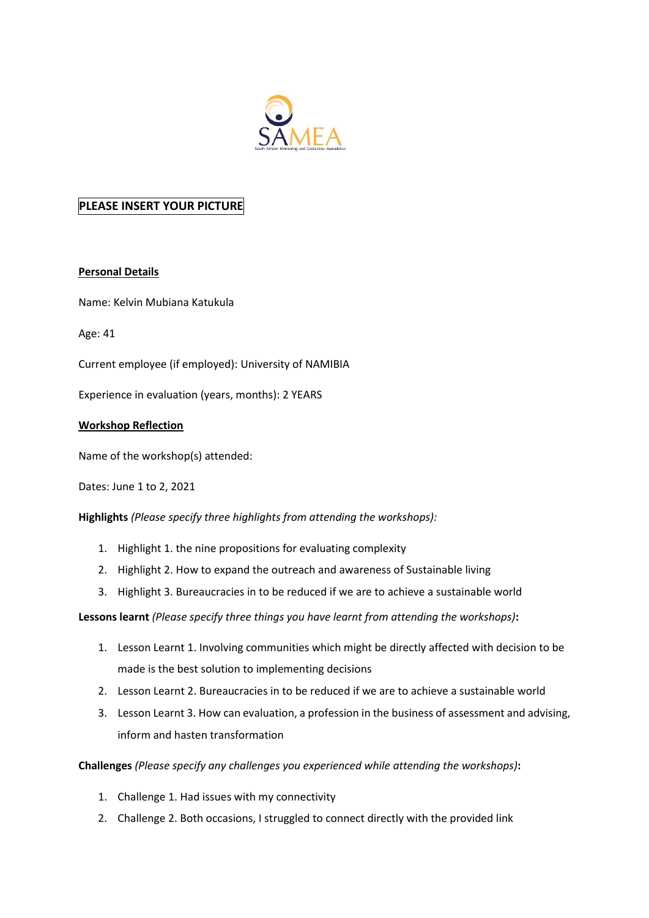**PLEASE INSERT YOUR PICTURE**

**Personal Details**

Name: Kelvin Mubiana Katukula

Age: 41

Current employee (if employed): University of NAMIBIA

Experience in evaluation (years, months): 2 YEARS

**Workshop Reflection**

Name of the workshop(s) attended:

Dates: June 1 to 2, 2021

**Highlights** *(Please specify three highlights from attending the workshops):*

1. Highlight 1. the nine propositions for evaluating complexity
2. Highlight 2. How to expand the outreach and awareness of Sustainable living
3. Highlight 3. Bureaucracies in to be reduced if we are to achieve a sustainable world

**Lessons learnt** *(Please specify three things you have learnt from attending the workshops)***:**

1. Lesson Learnt 1. Involving communities which might be directly affected with decision to be made is the best solution to implementing decisions
2. Lesson Learnt 2. Bureaucracies in to be reduced if we are to achieve a sustainable world
3. Lesson Learnt 3. How can evaluation, a profession in the business of assessment and advising, inform and hasten transformation

**Challenges** *(Please specify any challenges you experienced while attending the workshops)***:**

1. Challenge 1. Had issues with my connectivity
2. Challenge 2. Both occasions, I struggled to connect directly with the provided link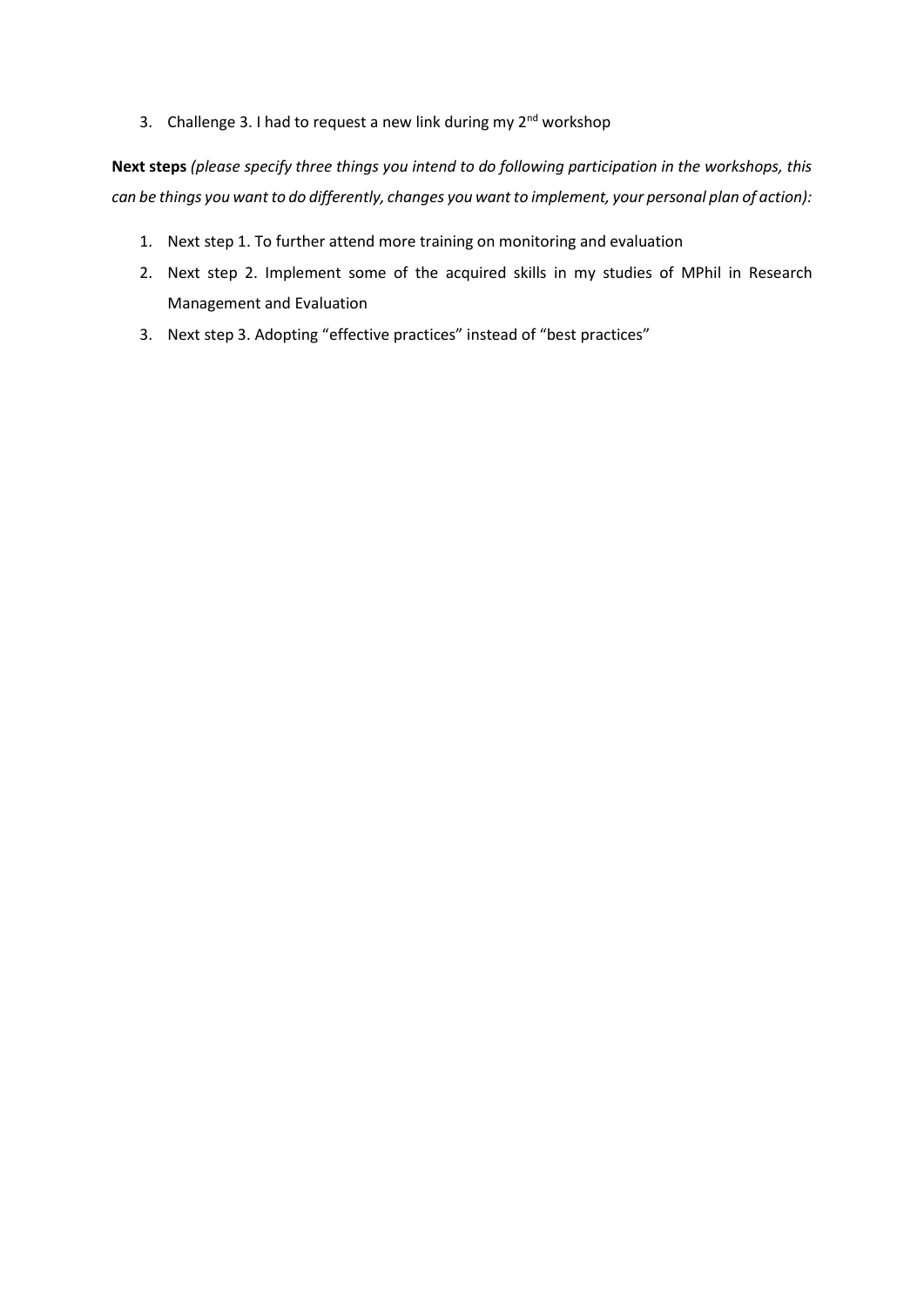3. Challenge 3. I had to request a new link during my 2nd workshop

**Next steps** *(please specify three things you intend to do following participation in the workshops, this can be things you want to do differently, changes you want to implement, your personal plan of action):*

1. Next step 1. To further attend more training on monitoring and evaluation
2. Next step 2. Implement some of the acquired skills in my studies of MPhil in Research Management and Evaluation
3. Next step 3. Adopting "effective practices" instead of "best practices"